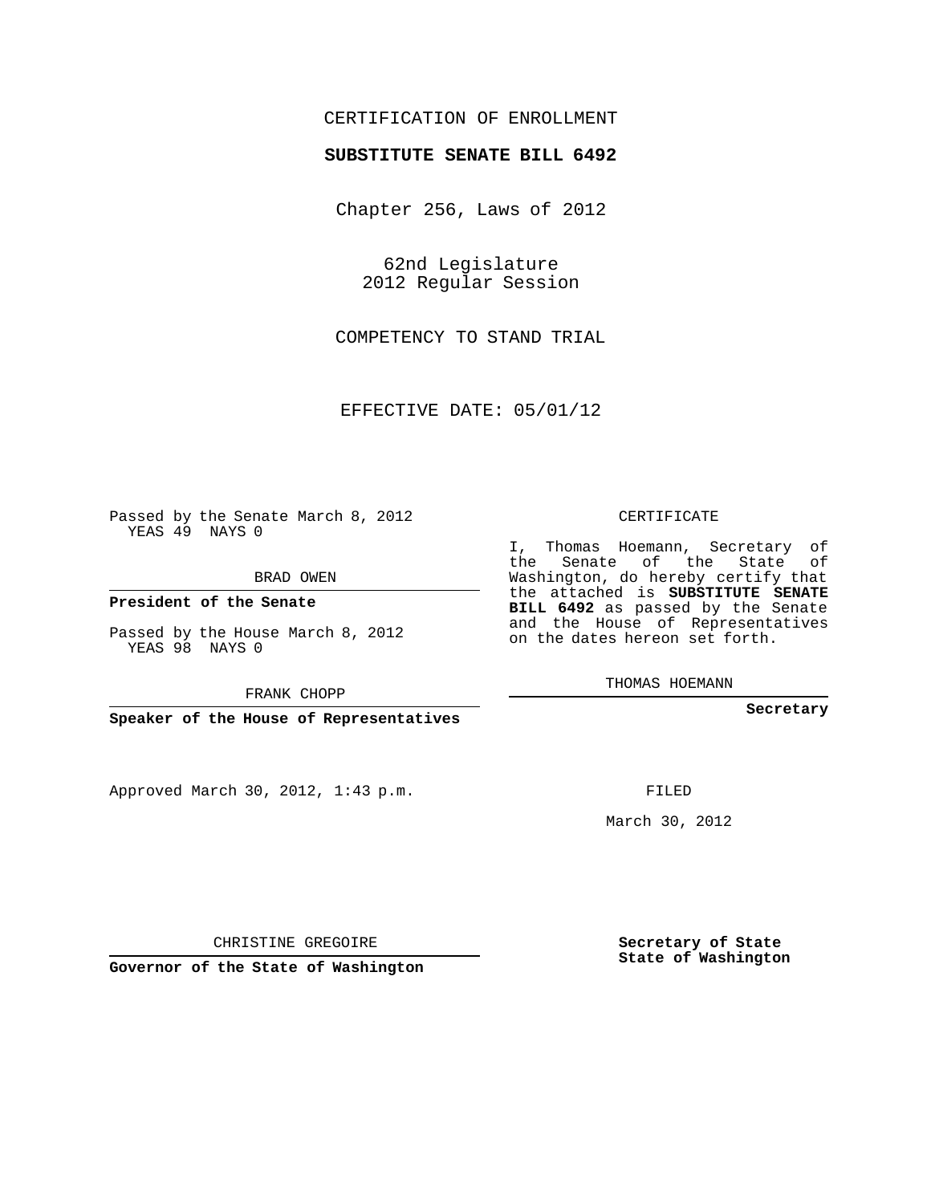CERTIFICATION OF ENROLLMENT

**SUBSTITUTE SENATE BILL 6492**

Chapter 256, Laws of 2012

62nd Legislature
2012 Regular Session

COMPETENCY TO STAND TRIAL

EFFECTIVE DATE: 05/01/12

Passed by the Senate March 8, 2012
YEAS 49 NAYS 0

BRAD OWEN

**President of the Senate**

Passed by the House March 8, 2012
YEAS 98 NAYS 0

FRANK CHOPP

**Speaker of the House of Representatives**

CERTIFICATE

I, Thomas Hoemann, Secretary of the Senate of the State of Washington, do hereby certify that the attached is **SUBSTITUTE SENATE BILL 6492** as passed by the Senate and the House of Representatives on the dates hereon set forth.

THOMAS HOEMANN

**Secretary**

Approved March 30, 2012, 1:43 p.m.

FILED

March 30, 2012

CHRISTINE GREGOIRE

**Governor of the State of Washington**

**Secretary of State**
**State of Washington**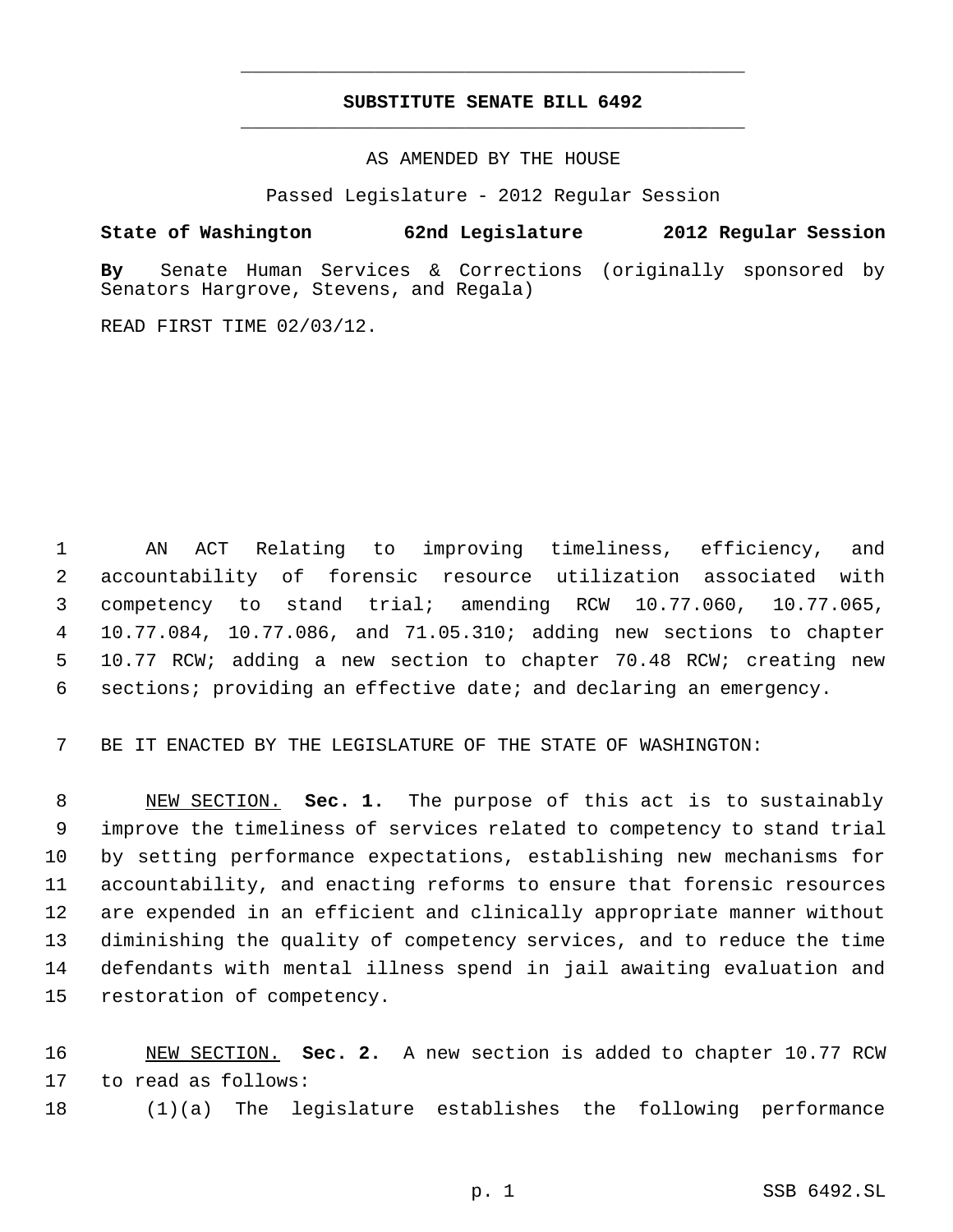# SUBSTITUTE SENATE BILL 6492

AS AMENDED BY THE HOUSE

Passed Legislature - 2012 Regular Session

**State of Washington 62nd Legislature 2012 Regular Session**

**By** Senate Human Services & Corrections (originally sponsored by Senators Hargrove, Stevens, and Regala)

READ FIRST TIME 02/03/12.

AN ACT Relating to improving timeliness, efficiency, and accountability of forensic resource utilization associated with competency to stand trial; amending RCW 10.77.060, 10.77.065, 10.77.084, 10.77.086, and 71.05.310; adding new sections to chapter 10.77 RCW; adding a new section to chapter 70.48 RCW; creating new sections; providing an effective date; and declaring an emergency.

BE IT ENACTED BY THE LEGISLATURE OF THE STATE OF WASHINGTON:

NEW SECTION. **Sec. 1.** The purpose of this act is to sustainably improve the timeliness of services related to competency to stand trial by setting performance expectations, establishing new mechanisms for accountability, and enacting reforms to ensure that forensic resources are expended in an efficient and clinically appropriate manner without diminishing the quality of competency services, and to reduce the time defendants with mental illness spend in jail awaiting evaluation and restoration of competency.

NEW SECTION. **Sec. 2.** A new section is added to chapter 10.77 RCW to read as follows:

(1)(a) The legislature establishes the following performance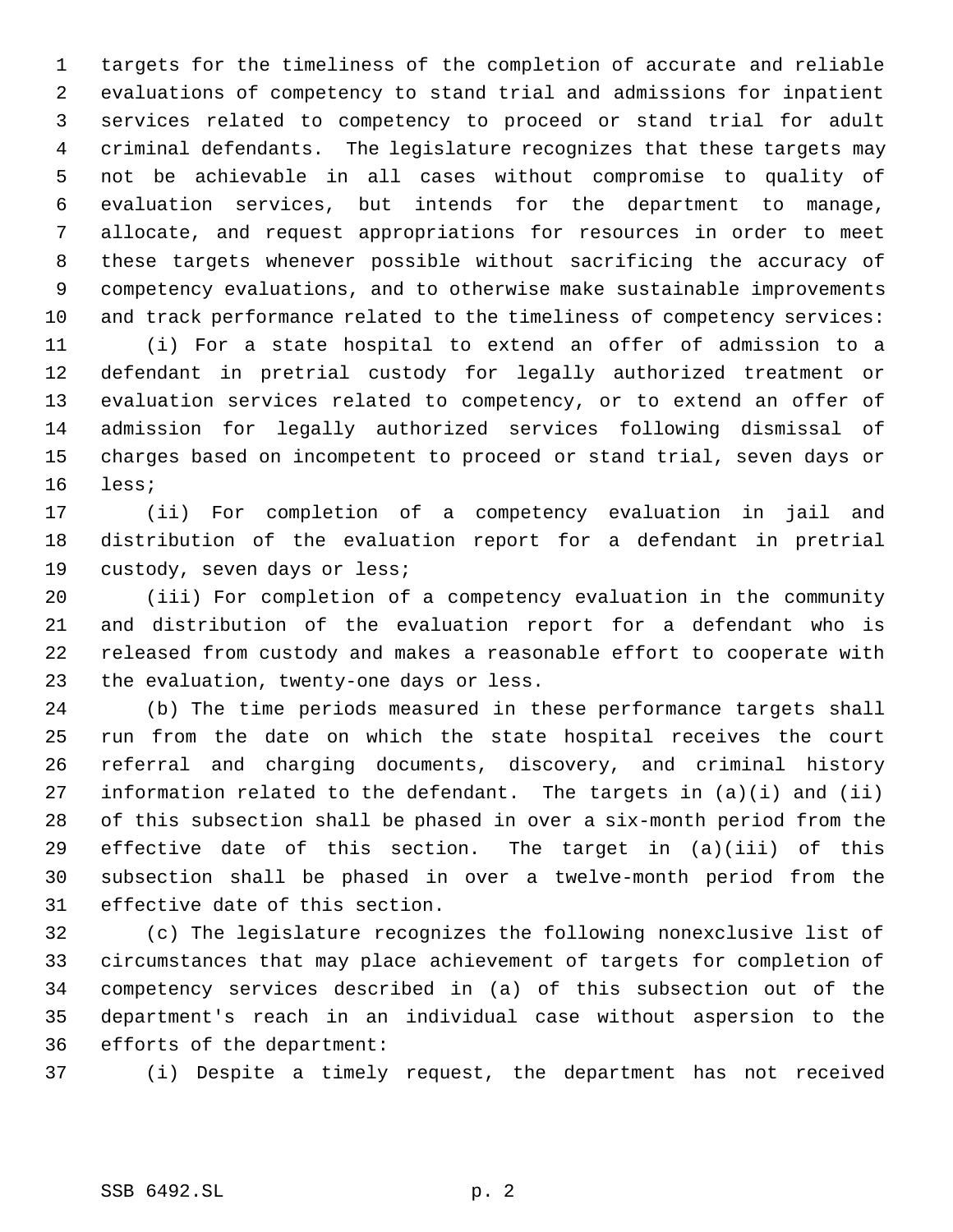targets for the timeliness of the completion of accurate and reliable evaluations of competency to stand trial and admissions for inpatient services related to competency to proceed or stand trial for adult criminal defendants. The legislature recognizes that these targets may not be achievable in all cases without compromise to quality of evaluation services, but intends for the department to manage, allocate, and request appropriations for resources in order to meet these targets whenever possible without sacrificing the accuracy of competency evaluations, and to otherwise make sustainable improvements and track performance related to the timeliness of competency services:

(i) For a state hospital to extend an offer of admission to a defendant in pretrial custody for legally authorized treatment or evaluation services related to competency, or to extend an offer of admission for legally authorized services following dismissal of charges based on incompetent to proceed or stand trial, seven days or less;

(ii) For completion of a competency evaluation in jail and distribution of the evaluation report for a defendant in pretrial custody, seven days or less;

(iii) For completion of a competency evaluation in the community and distribution of the evaluation report for a defendant who is released from custody and makes a reasonable effort to cooperate with the evaluation, twenty-one days or less.

(b) The time periods measured in these performance targets shall run from the date on which the state hospital receives the court referral and charging documents, discovery, and criminal history information related to the defendant. The targets in (a)(i) and (ii) of this subsection shall be phased in over a six-month period from the effective date of this section. The target in (a)(iii) of this subsection shall be phased in over a twelve-month period from the effective date of this section.

(c) The legislature recognizes the following nonexclusive list of circumstances that may place achievement of targets for completion of competency services described in (a) of this subsection out of the department's reach in an individual case without aspersion to the efforts of the department:

(i) Despite a timely request, the department has not received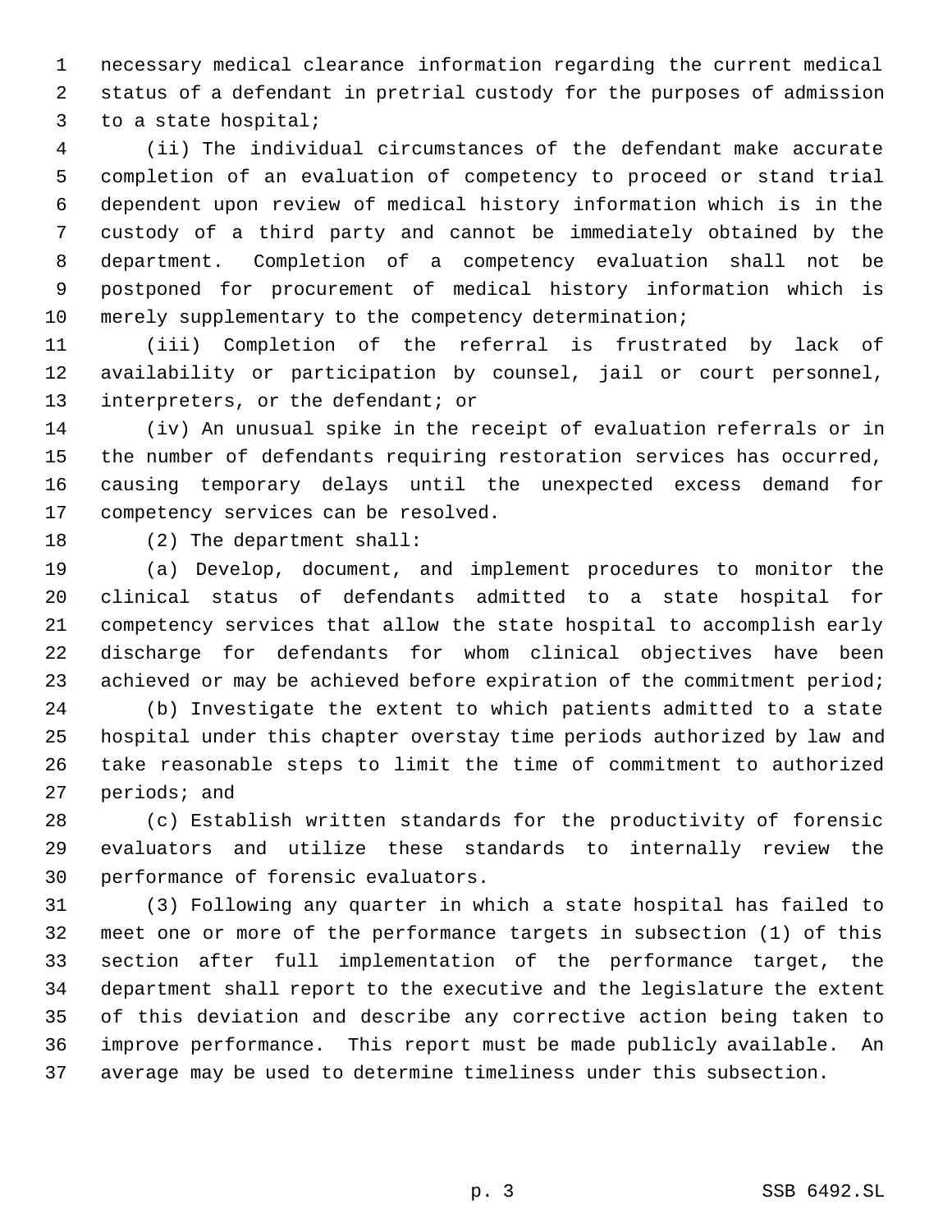necessary medical clearance information regarding the current medical status of a defendant in pretrial custody for the purposes of admission to a state hospital;

(ii) The individual circumstances of the defendant make accurate completion of an evaluation of competency to proceed or stand trial dependent upon review of medical history information which is in the custody of a third party and cannot be immediately obtained by the department. Completion of a competency evaluation shall not be postponed for procurement of medical history information which is merely supplementary to the competency determination;

(iii) Completion of the referral is frustrated by lack of availability or participation by counsel, jail or court personnel, interpreters, or the defendant; or

(iv) An unusual spike in the receipt of evaluation referrals or in the number of defendants requiring restoration services has occurred, causing temporary delays until the unexpected excess demand for competency services can be resolved.

(2) The department shall:

(a) Develop, document, and implement procedures to monitor the clinical status of defendants admitted to a state hospital for competency services that allow the state hospital to accomplish early discharge for defendants for whom clinical objectives have been achieved or may be achieved before expiration of the commitment period;

(b) Investigate the extent to which patients admitted to a state hospital under this chapter overstay time periods authorized by law and take reasonable steps to limit the time of commitment to authorized periods; and

(c) Establish written standards for the productivity of forensic evaluators and utilize these standards to internally review the performance of forensic evaluators.

(3) Following any quarter in which a state hospital has failed to meet one or more of the performance targets in subsection (1) of this section after full implementation of the performance target, the department shall report to the executive and the legislature the extent of this deviation and describe any corrective action being taken to improve performance. This report must be made publicly available. An average may be used to determine timeliness under this subsection.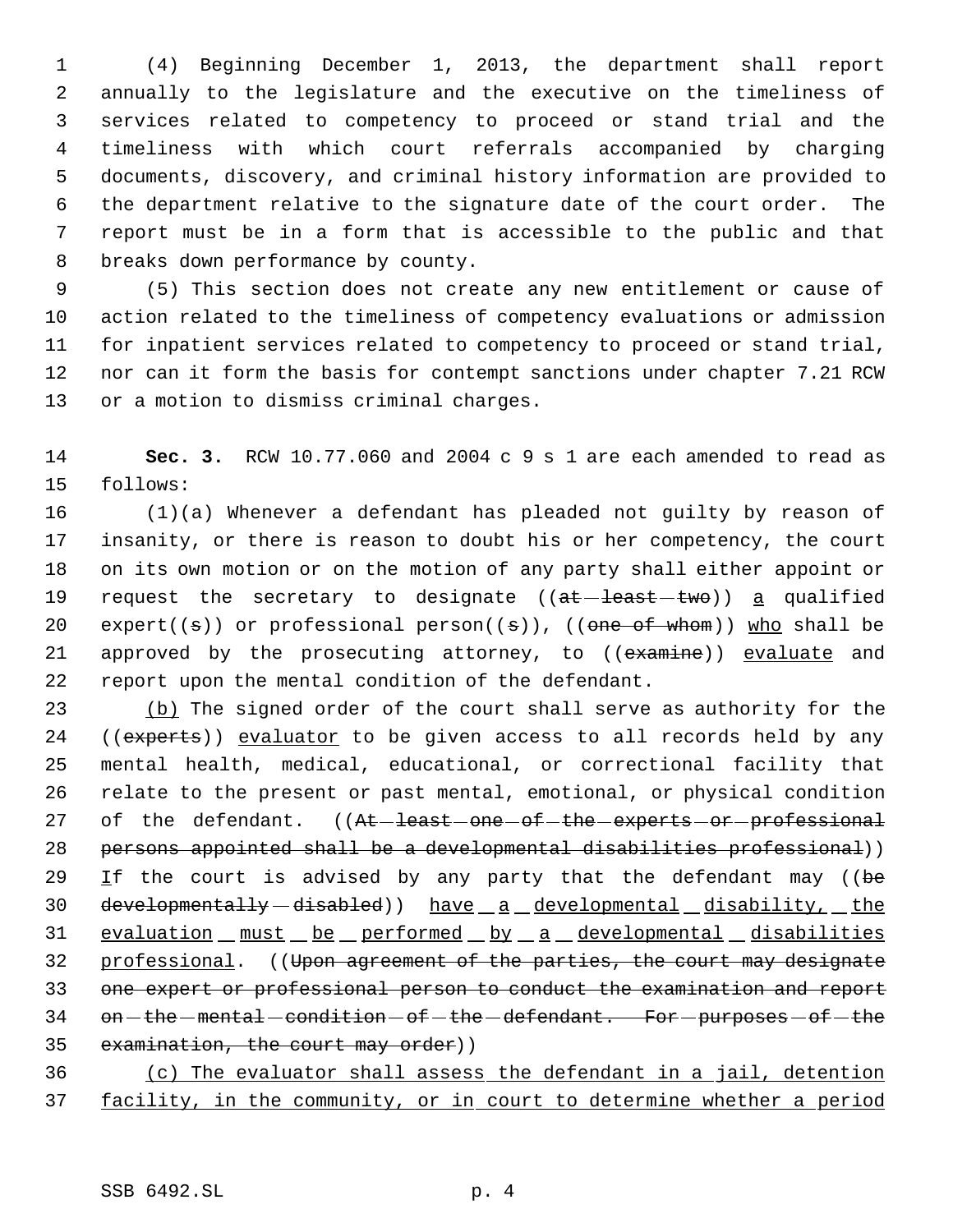(4) Beginning December 1, 2013, the department shall report annually to the legislature and the executive on the timeliness of services related to competency to proceed or stand trial and the timeliness with which court referrals accompanied by charging documents, discovery, and criminal history information are provided to the department relative to the signature date of the court order. The report must be in a form that is accessible to the public and that breaks down performance by county.

(5) This section does not create any new entitlement or cause of action related to the timeliness of competency evaluations or admission for inpatient services related to competency to proceed or stand trial, nor can it form the basis for contempt sanctions under chapter 7.21 RCW or a motion to dismiss criminal charges.

**Sec. 3.** RCW 10.77.060 and 2004 c 9 s 1 are each amended to read as follows:

(1)(a) Whenever a defendant has pleaded not guilty by reason of insanity, or there is reason to doubt his or her competency, the court on its own motion or on the motion of any party shall either appoint or request the secretary to designate ((~~at least two~~)) a qualified expert((~~s~~)) or professional person((~~s~~)), ((~~one of whom~~)) who shall be approved by the prosecuting attorney, to ((~~examine~~)) evaluate and report upon the mental condition of the defendant.

(b) The signed order of the court shall serve as authority for the ((~~experts~~)) evaluator to be given access to all records held by any mental health, medical, educational, or correctional facility that relate to the present or past mental, emotional, or physical condition of the defendant. ((~~At least one of the experts or professional persons appointed shall be a developmental disabilities professional~~)) If the court is advised by any party that the defendant may ((~~be developmentally disabled~~)) have a developmental disability, the evaluation must be performed by a developmental disabilities professional. ((~~Upon agreement of the parties, the court may designate one expert or professional person to conduct the examination and report on the mental condition of the defendant. For purposes of the examination, the court may order~~))

(c) The evaluator shall assess the defendant in a jail, detention facility, in the community, or in court to determine whether a period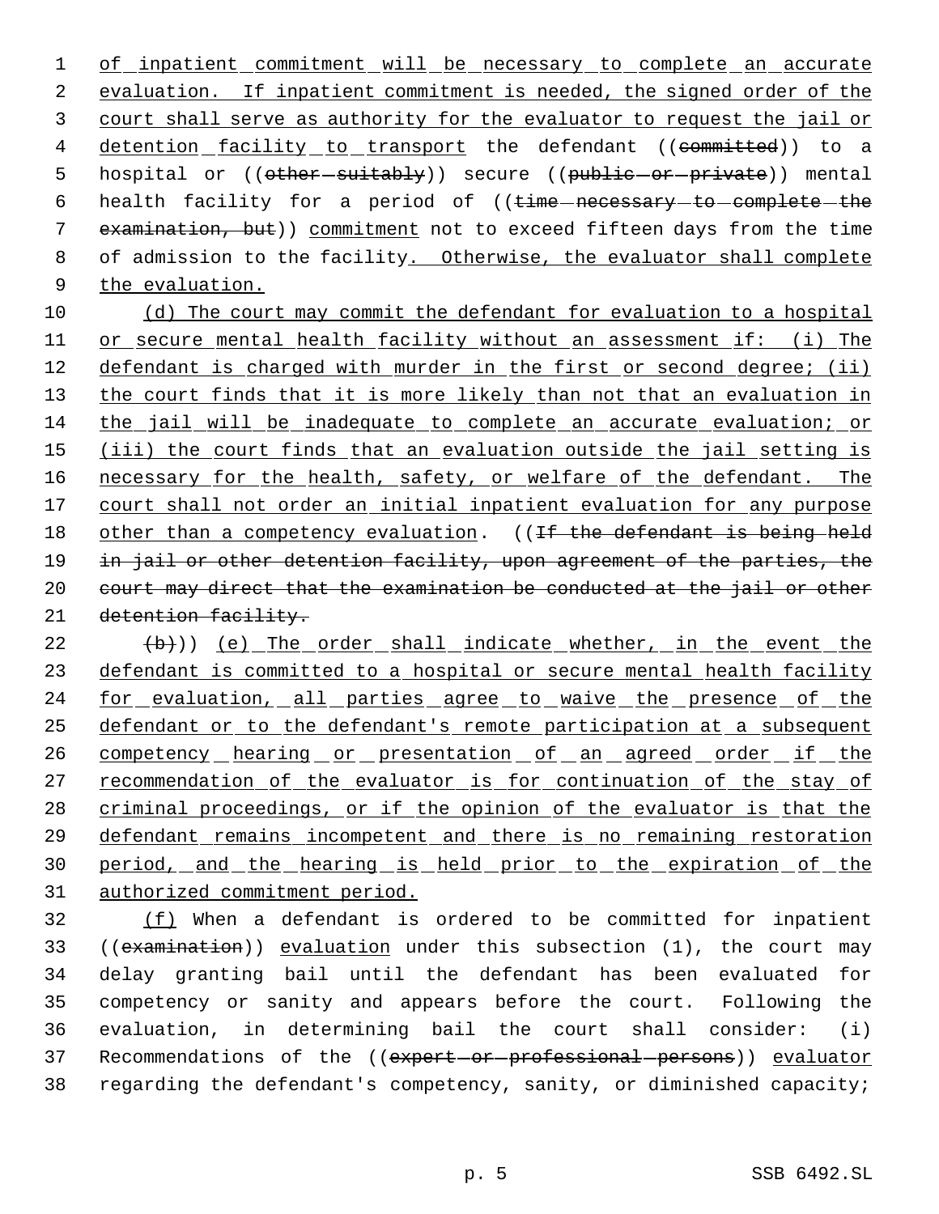of inpatient commitment will be necessary to complete an accurate evaluation. If inpatient commitment is needed, the signed order of the court shall serve as authority for the evaluator to request the jail or detention facility to transport the defendant ((committed)) to a hospital or ((other suitably)) secure ((public or private)) mental health facility for a period of ((time necessary to complete the examination, but)) commitment not to exceed fifteen days from the time of admission to the facility. Otherwise, the evaluator shall complete the evaluation.

(d) The court may commit the defendant for evaluation to a hospital or secure mental health facility without an assessment if: (i) The defendant is charged with murder in the first or second degree; (ii) the court finds that it is more likely than not that an evaluation in the jail will be inadequate to complete an accurate evaluation; or (iii) the court finds that an evaluation outside the jail setting is necessary for the health, safety, or welfare of the defendant. The court shall not order an initial inpatient evaluation for any purpose other than a competency evaluation. ((If the defendant is being held in jail or other detention facility, upon agreement of the parties, the court may direct that the examination be conducted at the jail or other detention facility.

(b))) (e) The order shall indicate whether, in the event the defendant is committed to a hospital or secure mental health facility for evaluation, all parties agree to waive the presence of the defendant or to the defendant's remote participation at a subsequent competency hearing or presentation of an agreed order if the recommendation of the evaluator is for continuation of the stay of criminal proceedings, or if the opinion of the evaluator is that the defendant remains incompetent and there is no remaining restoration period, and the hearing is held prior to the expiration of the authorized commitment period.

(f) When a defendant is ordered to be committed for inpatient ((examination)) evaluation under this subsection (1), the court may delay granting bail until the defendant has been evaluated for competency or sanity and appears before the court. Following the evaluation, in determining bail the court shall consider: (i) Recommendations of the ((expert or professional persons)) evaluator regarding the defendant's competency, sanity, or diminished capacity;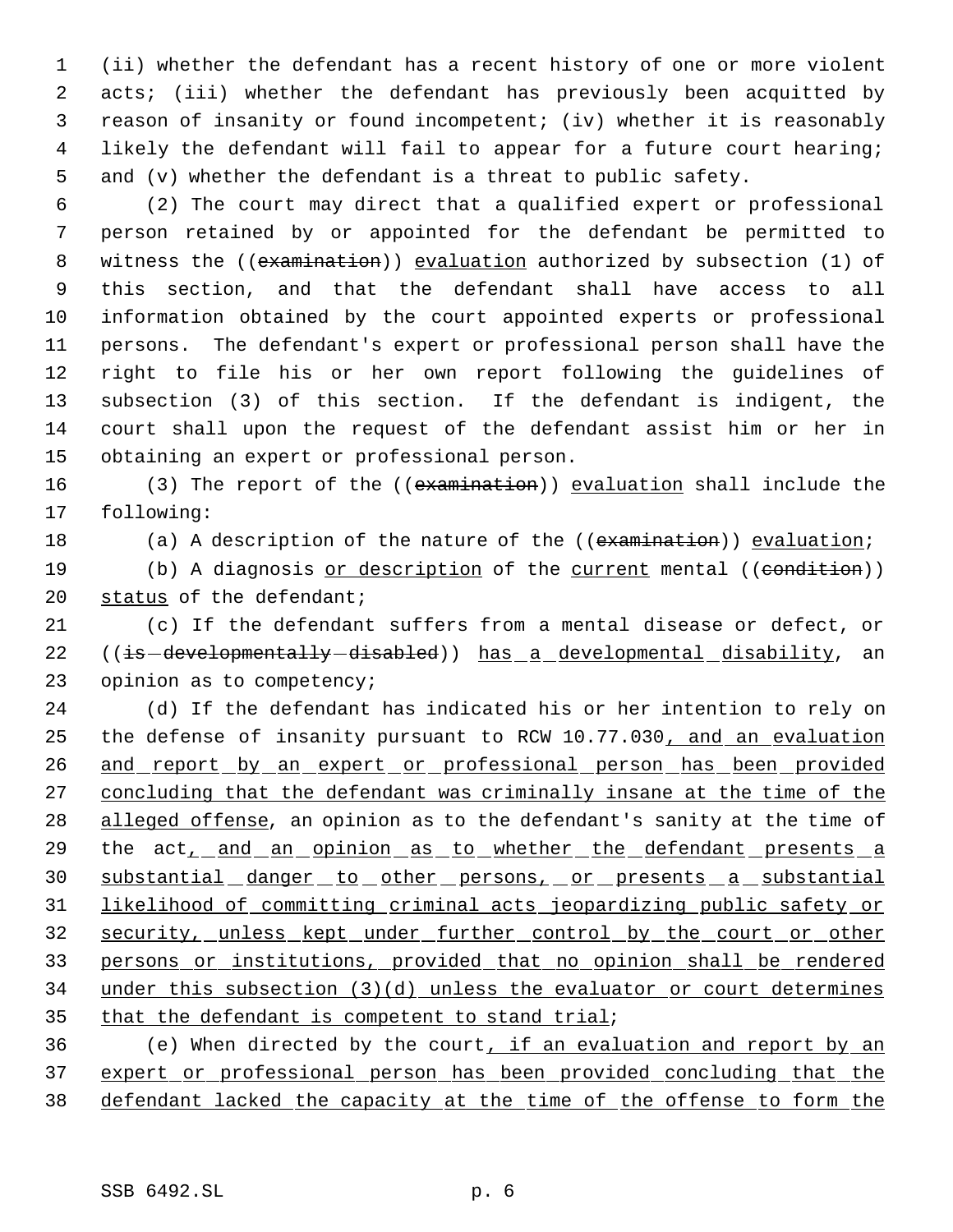(ii) whether the defendant has a recent history of one or more violent acts; (iii) whether the defendant has previously been acquitted by reason of insanity or found incompetent; (iv) whether it is reasonably likely the defendant will fail to appear for a future court hearing; and (v) whether the defendant is a threat to public safety.

(2) The court may direct that a qualified expert or professional person retained by or appointed for the defendant be permitted to witness the ((~~examination~~)) evaluation authorized by subsection (1) of this section, and that the defendant shall have access to all information obtained by the court appointed experts or professional persons. The defendant's expert or professional person shall have the right to file his or her own report following the guidelines of subsection (3) of this section. If the defendant is indigent, the court shall upon the request of the defendant assist him or her in obtaining an expert or professional person.

(3) The report of the ((~~examination~~)) evaluation shall include the following:

(a) A description of the nature of the ((~~examination~~)) evaluation;

(b) A diagnosis or description of the current mental ((~~condition~~)) status of the defendant;

(c) If the defendant suffers from a mental disease or defect, or ((~~is developmentally disabled~~)) has a developmental disability, an opinion as to competency;

(d) If the defendant has indicated his or her intention to rely on the defense of insanity pursuant to RCW 10.77.030, and an evaluation and report by an expert or professional person has been provided concluding that the defendant was criminally insane at the time of the alleged offense, an opinion as to the defendant's sanity at the time of the act, and an opinion as to whether the defendant presents a substantial danger to other persons, or presents a substantial likelihood of committing criminal acts jeopardizing public safety or security, unless kept under further control by the court or other persons or institutions, provided that no opinion shall be rendered under this subsection (3)(d) unless the evaluator or court determines that the defendant is competent to stand trial;

(e) When directed by the court, if an evaluation and report by an expert or professional person has been provided concluding that the defendant lacked the capacity at the time of the offense to form the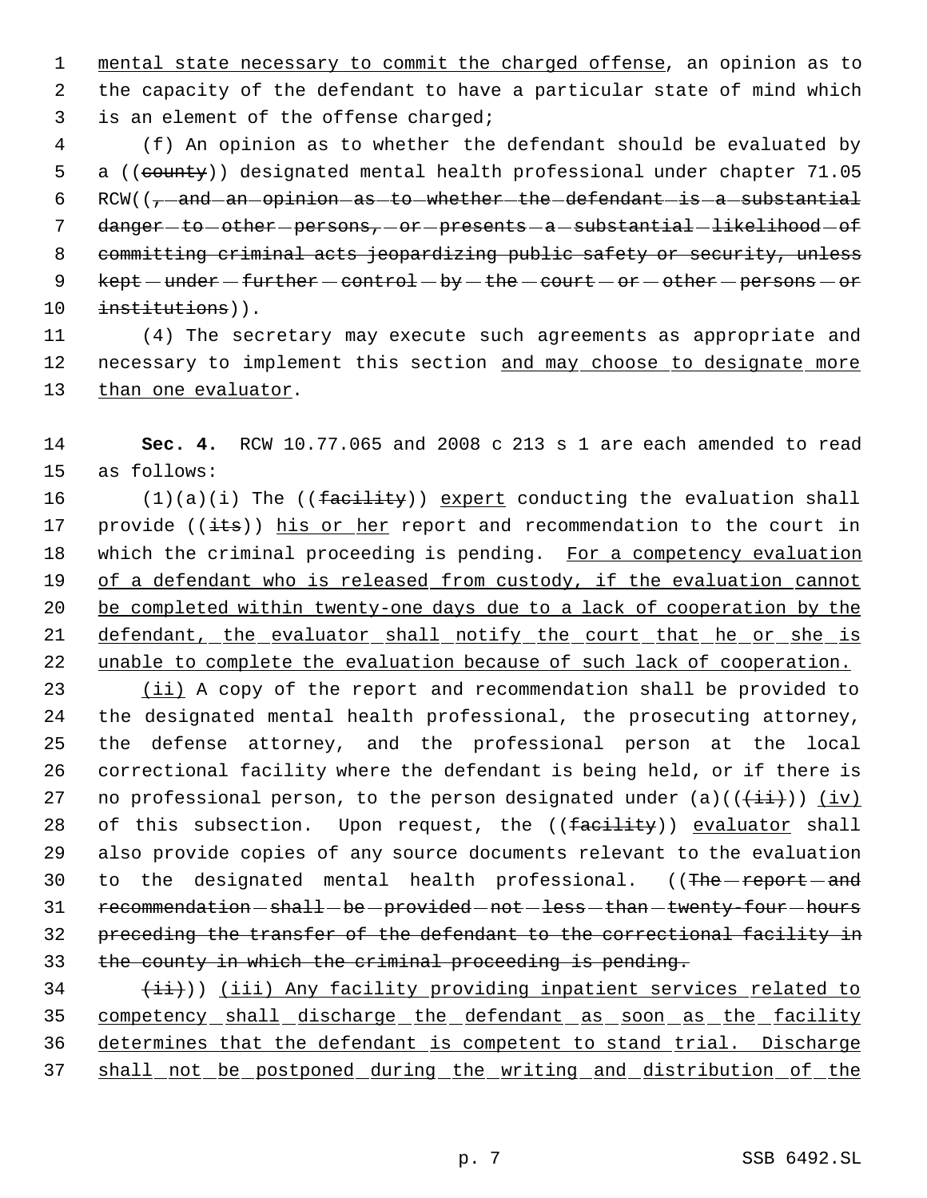mental state necessary to commit the charged offense, an opinion as to the capacity of the defendant to have a particular state of mind which is an element of the offense charged;

(f) An opinion as to whether the defendant should be evaluated by a ((county)) designated mental health professional under chapter 71.05 RCW((, and an opinion as to whether the defendant is a substantial danger to other persons, or presents a substantial likelihood of committing criminal acts jeopardizing public safety or security, unless kept under further control by the court or other persons or institutions)).

(4) The secretary may execute such agreements as appropriate and necessary to implement this section and may choose to designate more than one evaluator.

**Sec. 4.** RCW 10.77.065 and 2008 c 213 s 1 are each amended to read as follows:

(1)(a)(i) The ((facility)) expert conducting the evaluation shall provide ((its)) his or her report and recommendation to the court in which the criminal proceeding is pending. For a competency evaluation of a defendant who is released from custody, if the evaluation cannot be completed within twenty-one days due to a lack of cooperation by the defendant, the evaluator shall notify the court that he or she is unable to complete the evaluation because of such lack of cooperation.

(ii) A copy of the report and recommendation shall be provided to the designated mental health professional, the prosecuting attorney, the defense attorney, and the professional person at the local correctional facility where the defendant is being held, or if there is no professional person, to the person designated under (a)(((ii))) (iv) of this subsection. Upon request, the ((facility)) evaluator shall also provide copies of any source documents relevant to the evaluation to the designated mental health professional. ((The report and recommendation shall be provided not less than twenty-four hours preceding the transfer of the defendant to the correctional facility in the county in which the criminal proceeding is pending.

(ii))) (iii) Any facility providing inpatient services related to competency shall discharge the defendant as soon as the facility determines that the defendant is competent to stand trial. Discharge shall not be postponed during the writing and distribution of the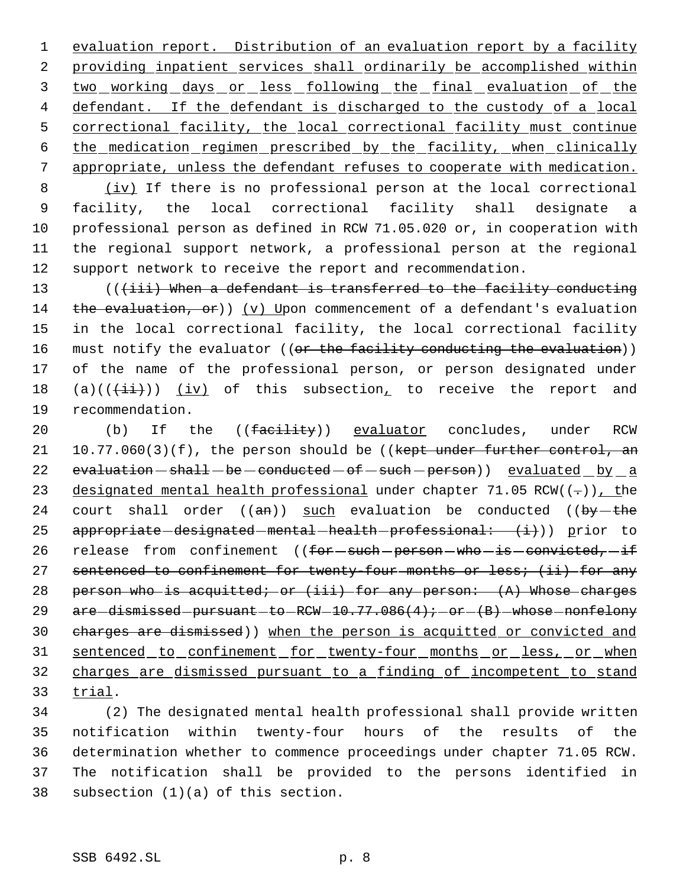evaluation report. Distribution of an evaluation report by a facility providing inpatient services shall ordinarily be accomplished within two working days or less following the final evaluation of the defendant. If the defendant is discharged to the custody of a local correctional facility, the local correctional facility must continue the medication regimen prescribed by the facility, when clinically appropriate, unless the defendant refuses to cooperate with medication.

(iv) If there is no professional person at the local correctional facility, the local correctional facility shall designate a professional person as defined in RCW 71.05.020 or, in cooperation with the regional support network, a professional person at the regional support network to receive the report and recommendation.

((~~(iii) When a defendant is transferred to the facility conducting the evaluation, or~~)) (v) Upon commencement of a defendant's evaluation in the local correctional facility, the local correctional facility must notify the evaluator ((~~or the facility conducting the evaluation~~)) of the name of the professional person, or person designated under (a)((~~(ii)~~)) (iv) of this subsection, to receive the report and recommendation.

(b) If the ((~~facility~~)) evaluator concludes, under RCW 10.77.060(3)(f), the person should be ((~~kept under further control, an evaluation shall be conducted of such person~~)) evaluated by a designated mental health professional under chapter 71.05 RCW((~~.~~)), the court shall order ((~~an~~)) such evaluation be conducted ((~~by the appropriate designated mental health professional: (i)~~)) prior to release from confinement ((~~for such person who is convicted, if sentenced to confinement for twenty-four months or less; (ii) for any person who is acquitted; or (iii) for any person: (A) Whose charges are dismissed pursuant to RCW 10.77.086(4); or (B) whose nonfelony charges are dismissed~~)) when the person is acquitted or convicted and sentenced to confinement for twenty-four months or less, or when charges are dismissed pursuant to a finding of incompetent to stand trial.

(2) The designated mental health professional shall provide written notification within twenty-four hours of the results of the determination whether to commence proceedings under chapter 71.05 RCW. The notification shall be provided to the persons identified in subsection (1)(a) of this section.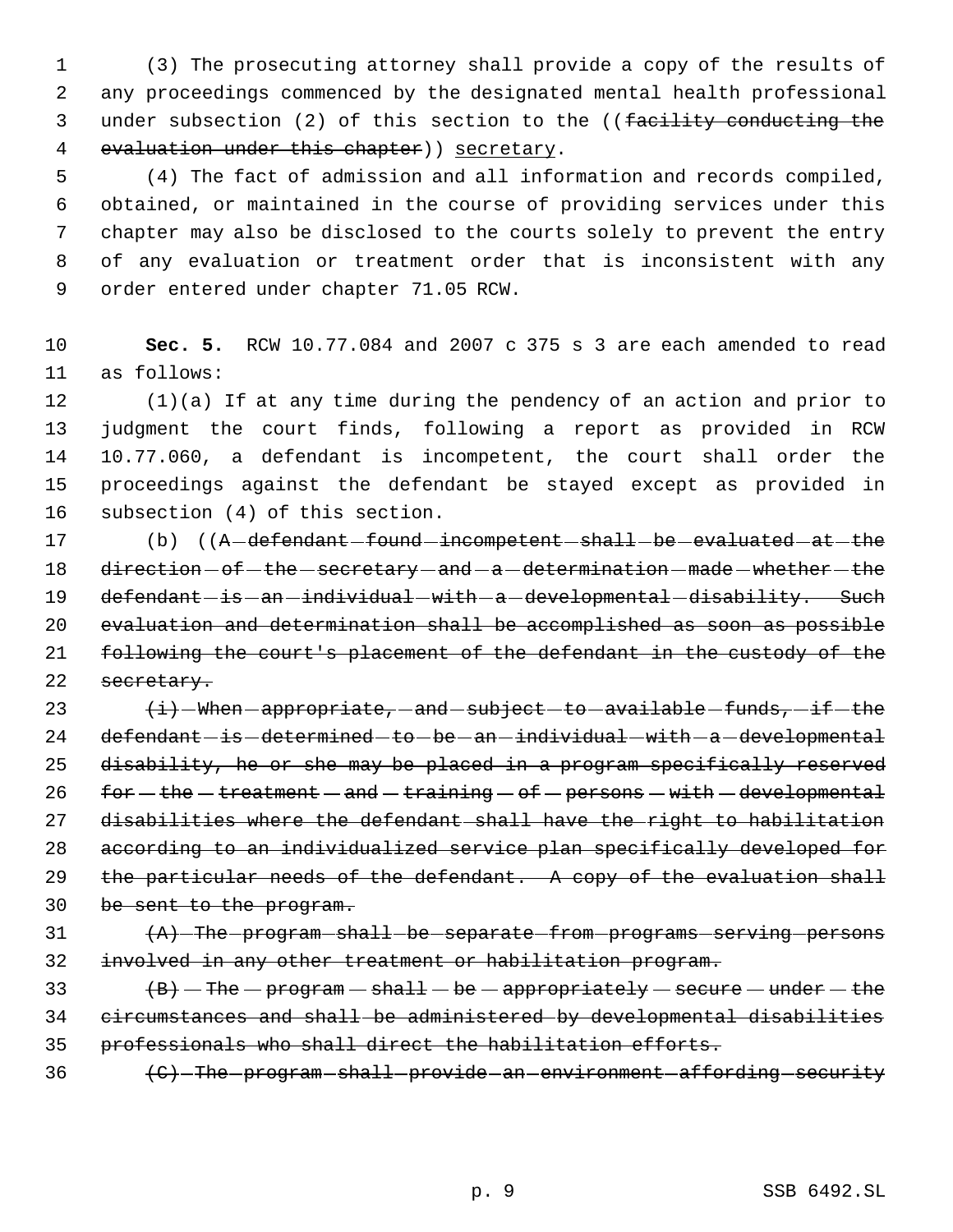(3) The prosecuting attorney shall provide a copy of the results of any proceedings commenced by the designated mental health professional under subsection (2) of this section to the ((~~facility conducting the evaluation under this chapter~~)) <u>secretary</u>.

(4) The fact of admission and all information and records compiled, obtained, or maintained in the course of providing services under this chapter may also be disclosed to the courts solely to prevent the entry of any evaluation or treatment order that is inconsistent with any order entered under chapter 71.05 RCW.

**Sec. 5.** RCW 10.77.084 and 2007 c 375 s 3 are each amended to read as follows:

(1)(a) If at any time during the pendency of an action and prior to judgment the court finds, following a report as provided in RCW 10.77.060, a defendant is incompetent, the court shall order the proceedings against the defendant be stayed except as provided in subsection (4) of this section.

(b) ((~~A defendant found incompetent shall be evaluated at the direction of the secretary and a determination made whether the defendant is an individual with a developmental disability. Such evaluation and determination shall be accomplished as soon as possible following the court's placement of the defendant in the custody of the secretary.~~

~~(i) When appropriate, and subject to available funds, if the defendant is determined to be an individual with a developmental disability, he or she may be placed in a program specifically reserved for the treatment and training of persons with developmental disabilities where the defendant shall have the right to habilitation according to an individualized service plan specifically developed for the particular needs of the defendant. A copy of the evaluation shall be sent to the program.~~

~~(A) The program shall be separate from programs serving persons involved in any other treatment or habilitation program.~~

~~(B) The program shall be appropriately secure under the circumstances and shall be administered by developmental disabilities professionals who shall direct the habilitation efforts.~~

~~(C) The program shall provide an environment affording security~~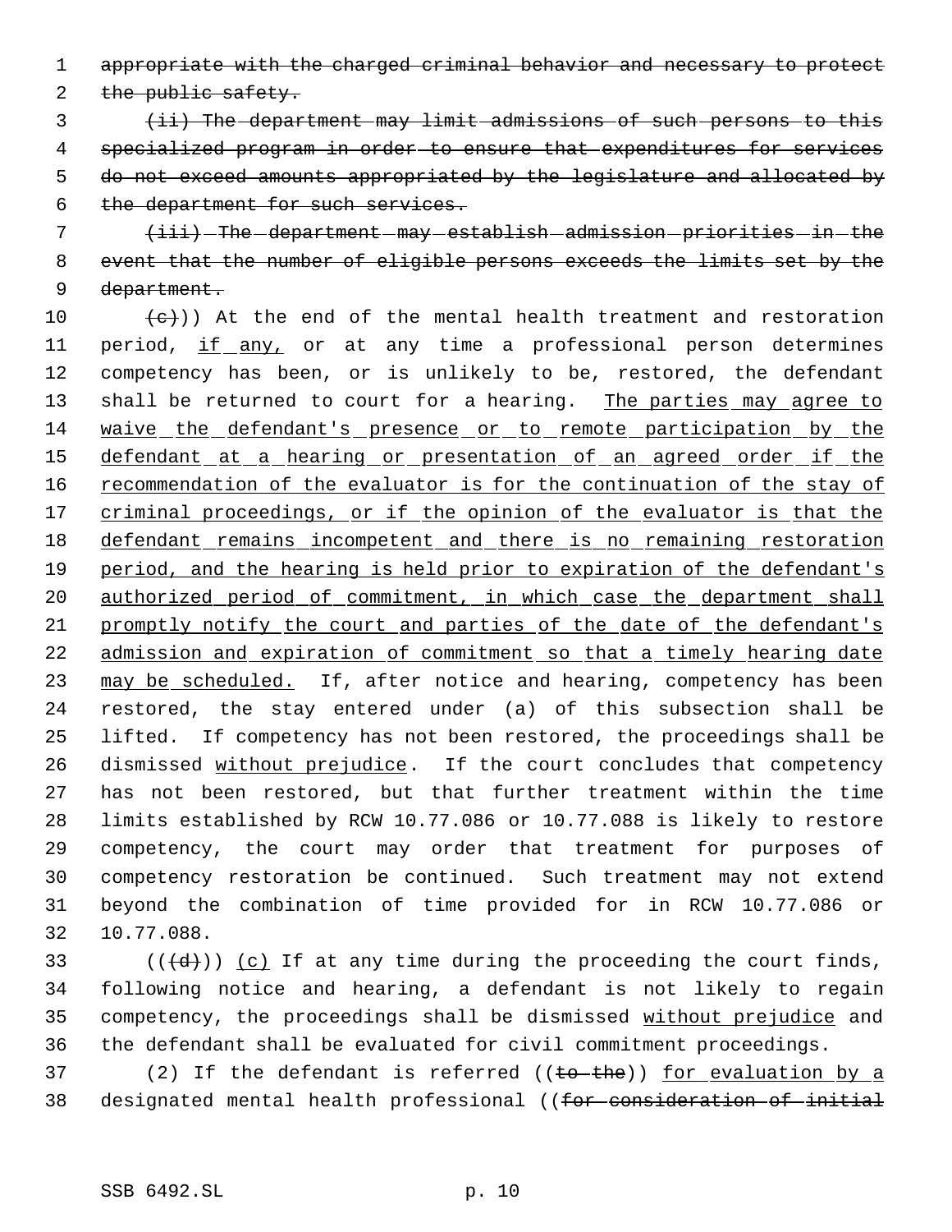appropriate with the charged criminal behavior and necessary to protect the public safety.

(ii) The department may limit admissions of such persons to this specialized program in order to ensure that expenditures for services do not exceed amounts appropriated by the legislature and allocated by the department for such services.

(iii) The department may establish admission priorities in the event that the number of eligible persons exceeds the limits set by the department.

(c))) At the end of the mental health treatment and restoration period, if any, or at any time a professional person determines competency has been, or is unlikely to be, restored, the defendant shall be returned to court for a hearing. The parties may agree to waive the defendant's presence or to remote participation by the defendant at a hearing or presentation of an agreed order if the recommendation of the evaluator is for the continuation of the stay of criminal proceedings, or if the opinion of the evaluator is that the defendant remains incompetent and there is no remaining restoration period, and the hearing is held prior to expiration of the defendant's authorized period of commitment, in which case the department shall promptly notify the court and parties of the date of the defendant's admission and expiration of commitment so that a timely hearing date may be scheduled. If, after notice and hearing, competency has been restored, the stay entered under (a) of this subsection shall be lifted. If competency has not been restored, the proceedings shall be dismissed without prejudice. If the court concludes that competency has not been restored, but that further treatment within the time limits established by RCW 10.77.086 or 10.77.088 is likely to restore competency, the court may order that treatment for purposes of competency restoration be continued. Such treatment may not extend beyond the combination of time provided for in RCW 10.77.086 or 10.77.088.

(((d))) (c) If at any time during the proceeding the court finds, following notice and hearing, a defendant is not likely to regain competency, the proceedings shall be dismissed without prejudice and the defendant shall be evaluated for civil commitment proceedings.

(2) If the defendant is referred ((to the)) for evaluation by a designated mental health professional ((for consideration of initial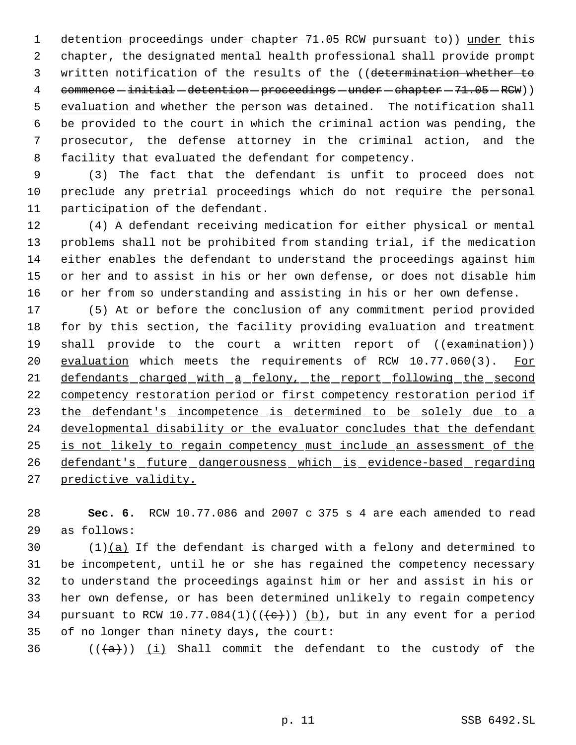detention proceedings under chapter 71.05 RCW pursuant to)) under this chapter, the designated mental health professional shall provide prompt written notification of the results of the ((determination whether to commence initial detention proceedings under chapter 71.05 RCW)) evaluation and whether the person was detained. The notification shall be provided to the court in which the criminal action was pending, the prosecutor, the defense attorney in the criminal action, and the facility that evaluated the defendant for competency.

(3) The fact that the defendant is unfit to proceed does not preclude any pretrial proceedings which do not require the personal participation of the defendant.

(4) A defendant receiving medication for either physical or mental problems shall not be prohibited from standing trial, if the medication either enables the defendant to understand the proceedings against him or her and to assist in his or her own defense, or does not disable him or her from so understanding and assisting in his or her own defense.

(5) At or before the conclusion of any commitment period provided for by this section, the facility providing evaluation and treatment shall provide to the court a written report of ((examination)) evaluation which meets the requirements of RCW 10.77.060(3). For defendants charged with a felony, the report following the second competency restoration period or first competency restoration period if the defendant's incompetence is determined to be solely due to a developmental disability or the evaluator concludes that the defendant is not likely to regain competency must include an assessment of the defendant's future dangerousness which is evidence-based regarding predictive validity.

**Sec. 6.** RCW 10.77.086 and 2007 c 375 s 4 are each amended to read as follows:

(1)(a) If the defendant is charged with a felony and determined to be incompetent, until he or she has regained the competency necessary to understand the proceedings against him or her and assist in his or her own defense, or has been determined unlikely to regain competency pursuant to RCW 10.77.084(1)(((c))) (b), but in any event for a period of no longer than ninety days, the court:

(((a))) (i) Shall commit the defendant to the custody of the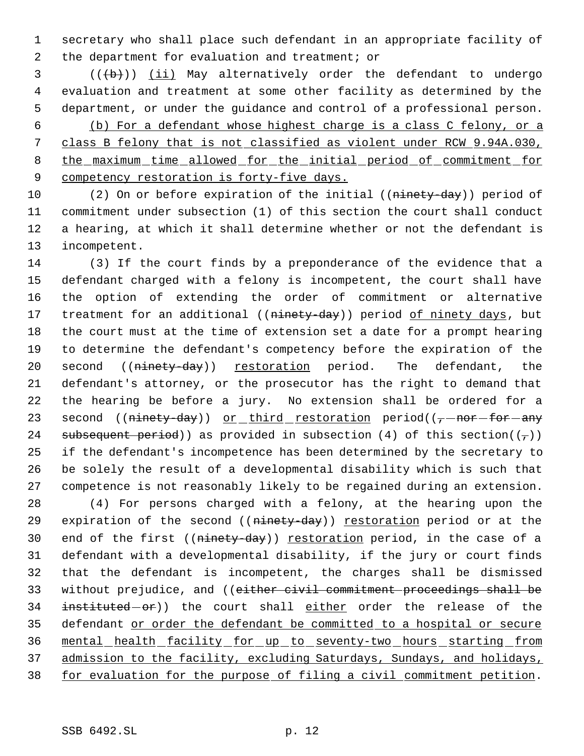secretary who shall place such defendant in an appropriate facility of the department for evaluation and treatment; or

(((b))) (ii) May alternatively order the defendant to undergo evaluation and treatment at some other facility as determined by the department, or under the guidance and control of a professional person.

(b) For a defendant whose highest charge is a class C felony, or a class B felony that is not classified as violent under RCW 9.94A.030, the maximum time allowed for the initial period of commitment for competency restoration is forty-five days.

(2) On or before expiration of the initial ((ninety-day)) period of commitment under subsection (1) of this section the court shall conduct a hearing, at which it shall determine whether or not the defendant is incompetent.

(3) If the court finds by a preponderance of the evidence that a defendant charged with a felony is incompetent, the court shall have the option of extending the order of commitment or alternative treatment for an additional ((ninety-day)) period of ninety days, but the court must at the time of extension set a date for a prompt hearing to determine the defendant's competency before the expiration of the second ((ninety-day)) restoration period. The defendant, the defendant's attorney, or the prosecutor has the right to demand that the hearing be before a jury. No extension shall be ordered for a second ((ninety-day)) or third restoration period((, nor for any subsequent period)) as provided in subsection (4) of this section((,)) if the defendant's incompetence has been determined by the secretary to be solely the result of a developmental disability which is such that competence is not reasonably likely to be regained during an extension.

(4) For persons charged with a felony, at the hearing upon the expiration of the second ((ninety-day)) restoration period or at the end of the first ((ninety-day)) restoration period, in the case of a defendant with a developmental disability, if the jury or court finds that the defendant is incompetent, the charges shall be dismissed without prejudice, and ((either civil commitment proceedings shall be instituted or)) the court shall either order the release of the defendant or order the defendant be committed to a hospital or secure mental health facility for up to seventy-two hours starting from admission to the facility, excluding Saturdays, Sundays, and holidays, for evaluation for the purpose of filing a civil commitment petition.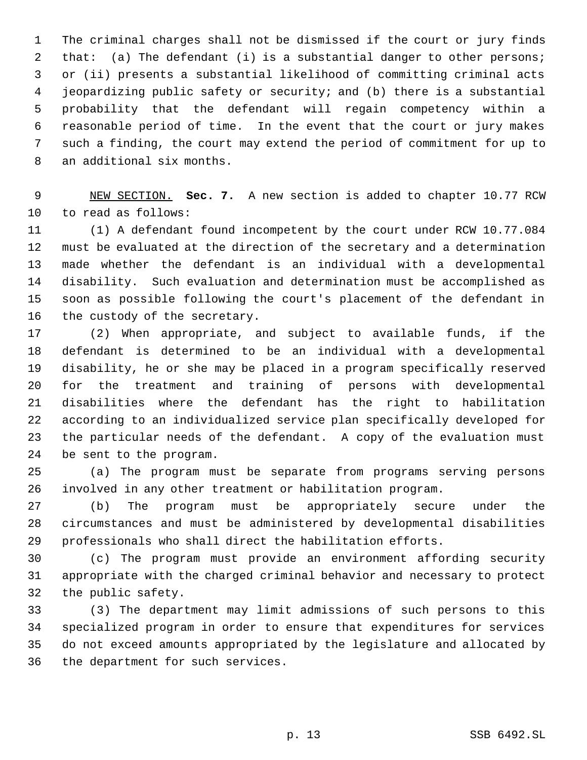The criminal charges shall not be dismissed if the court or jury finds that: (a) The defendant (i) is a substantial danger to other persons; or (ii) presents a substantial likelihood of committing criminal acts jeopardizing public safety or security; and (b) there is a substantial probability that the defendant will regain competency within a reasonable period of time. In the event that the court or jury makes such a finding, the court may extend the period of commitment for up to an additional six months.

NEW SECTION. **Sec. 7.** A new section is added to chapter 10.77 RCW to read as follows:

(1) A defendant found incompetent by the court under RCW 10.77.084 must be evaluated at the direction of the secretary and a determination made whether the defendant is an individual with a developmental disability. Such evaluation and determination must be accomplished as soon as possible following the court's placement of the defendant in the custody of the secretary.

(2) When appropriate, and subject to available funds, if the defendant is determined to be an individual with a developmental disability, he or she may be placed in a program specifically reserved for the treatment and training of persons with developmental disabilities where the defendant has the right to habilitation according to an individualized service plan specifically developed for the particular needs of the defendant. A copy of the evaluation must be sent to the program.

(a) The program must be separate from programs serving persons involved in any other treatment or habilitation program.

(b) The program must be appropriately secure under the circumstances and must be administered by developmental disabilities professionals who shall direct the habilitation efforts.

(c) The program must provide an environment affording security appropriate with the charged criminal behavior and necessary to protect the public safety.

(3) The department may limit admissions of such persons to this specialized program in order to ensure that expenditures for services do not exceed amounts appropriated by the legislature and allocated by the department for such services.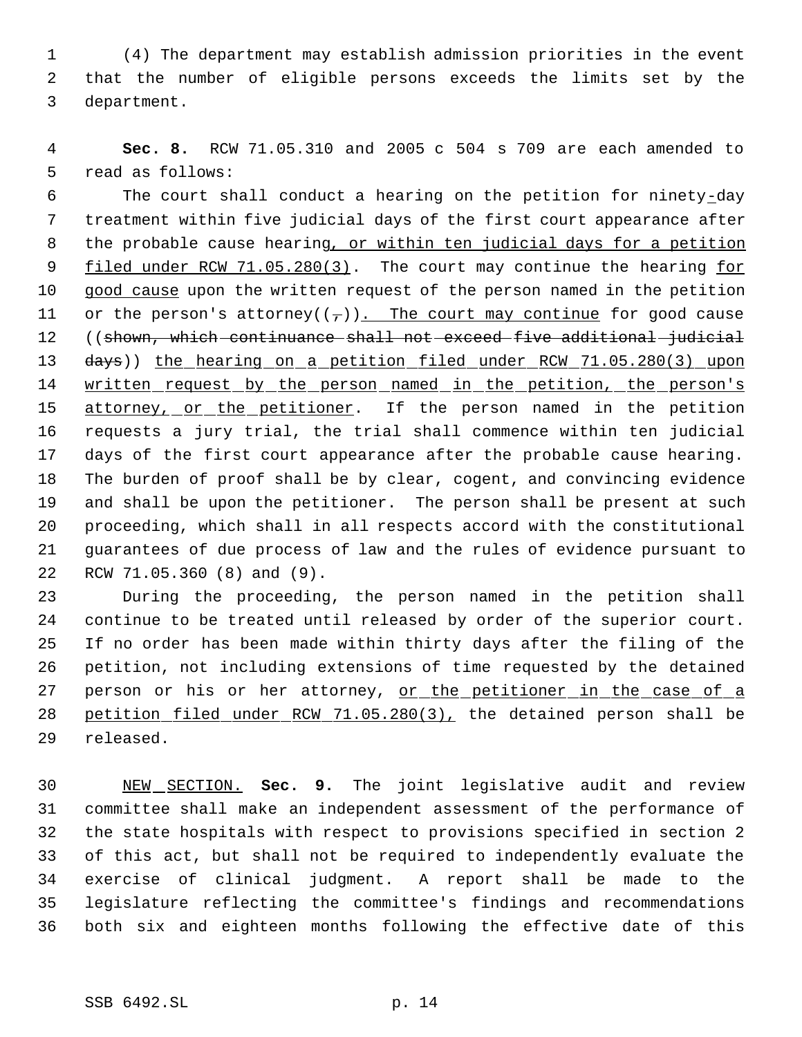(4) The department may establish admission priorities in the event that the number of eligible persons exceeds the limits set by the department.

**Sec. 8.** RCW 71.05.310 and 2005 c 504 s 709 are each amended to read as follows:

The court shall conduct a hearing on the petition for ninety-day treatment within five judicial days of the first court appearance after the probable cause hearing, or within ten judicial days for a petition filed under RCW 71.05.280(3). The court may continue the hearing for good cause upon the written request of the person named in the petition or the person's attorney((,)). The court may continue for good cause ((shown, which continuance shall not exceed five additional judicial days)) the hearing on a petition filed under RCW 71.05.280(3) upon written request by the person named in the petition, the person's attorney, or the petitioner. If the person named in the petition requests a jury trial, the trial shall commence within ten judicial days of the first court appearance after the probable cause hearing. The burden of proof shall be by clear, cogent, and convincing evidence and shall be upon the petitioner. The person shall be present at such proceeding, which shall in all respects accord with the constitutional guarantees of due process of law and the rules of evidence pursuant to RCW 71.05.360 (8) and (9).

During the proceeding, the person named in the petition shall continue to be treated until released by order of the superior court. If no order has been made within thirty days after the filing of the petition, not including extensions of time requested by the detained person or his or her attorney, or the petitioner in the case of a petition filed under RCW 71.05.280(3), the detained person shall be released.

NEW SECTION. **Sec. 9.** The joint legislative audit and review committee shall make an independent assessment of the performance of the state hospitals with respect to provisions specified in section 2 of this act, but shall not be required to independently evaluate the exercise of clinical judgment. A report shall be made to the legislature reflecting the committee's findings and recommendations both six and eighteen months following the effective date of this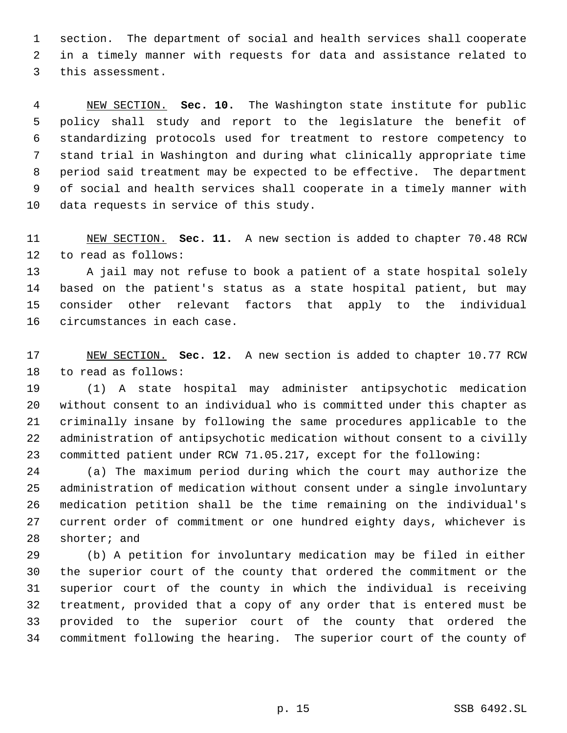section. The department of social and health services shall cooperate in a timely manner with requests for data and assistance related to this assessment.

NEW SECTION. **Sec. 10.** The Washington state institute for public policy shall study and report to the legislature the benefit of standardizing protocols used for treatment to restore competency to stand trial in Washington and during what clinically appropriate time period said treatment may be expected to be effective. The department of social and health services shall cooperate in a timely manner with data requests in service of this study.

NEW SECTION. **Sec. 11.** A new section is added to chapter 70.48 RCW to read as follows:

A jail may not refuse to book a patient of a state hospital solely based on the patient's status as a state hospital patient, but may consider other relevant factors that apply to the individual circumstances in each case.

NEW SECTION. **Sec. 12.** A new section is added to chapter 10.77 RCW to read as follows:

(1) A state hospital may administer antipsychotic medication without consent to an individual who is committed under this chapter as criminally insane by following the same procedures applicable to the administration of antipsychotic medication without consent to a civilly committed patient under RCW 71.05.217, except for the following:

(a) The maximum period during which the court may authorize the administration of medication without consent under a single involuntary medication petition shall be the time remaining on the individual's current order of commitment or one hundred eighty days, whichever is shorter; and

(b) A petition for involuntary medication may be filed in either the superior court of the county that ordered the commitment or the superior court of the county in which the individual is receiving treatment, provided that a copy of any order that is entered must be provided to the superior court of the county that ordered the commitment following the hearing. The superior court of the county of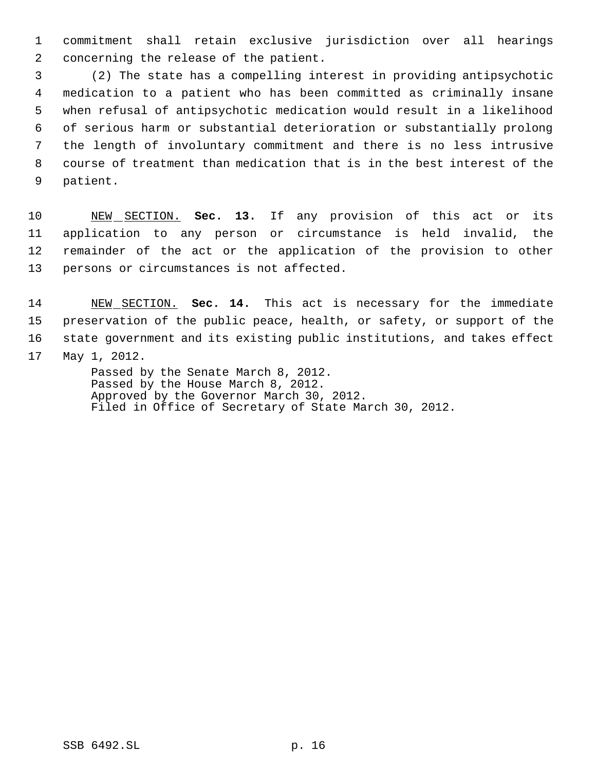commitment shall retain exclusive jurisdiction over all hearings concerning the release of the patient.

(2) The state has a compelling interest in providing antipsychotic medication to a patient who has been committed as criminally insane when refusal of antipsychotic medication would result in a likelihood of serious harm or substantial deterioration or substantially prolong the length of involuntary commitment and there is no less intrusive course of treatment than medication that is in the best interest of the patient.

NEW SECTION. **Sec. 13.** If any provision of this act or its application to any person or circumstance is held invalid, the remainder of the act or the application of the provision to other persons or circumstances is not affected.

NEW SECTION. **Sec. 14.** This act is necessary for the immediate preservation of the public peace, health, or safety, or support of the state government and its existing public institutions, and takes effect May 1, 2012.

Passed by the Senate March 8, 2012.
Passed by the House March 8, 2012.
Approved by the Governor March 30, 2012.
Filed in Office of Secretary of State March 30, 2012.